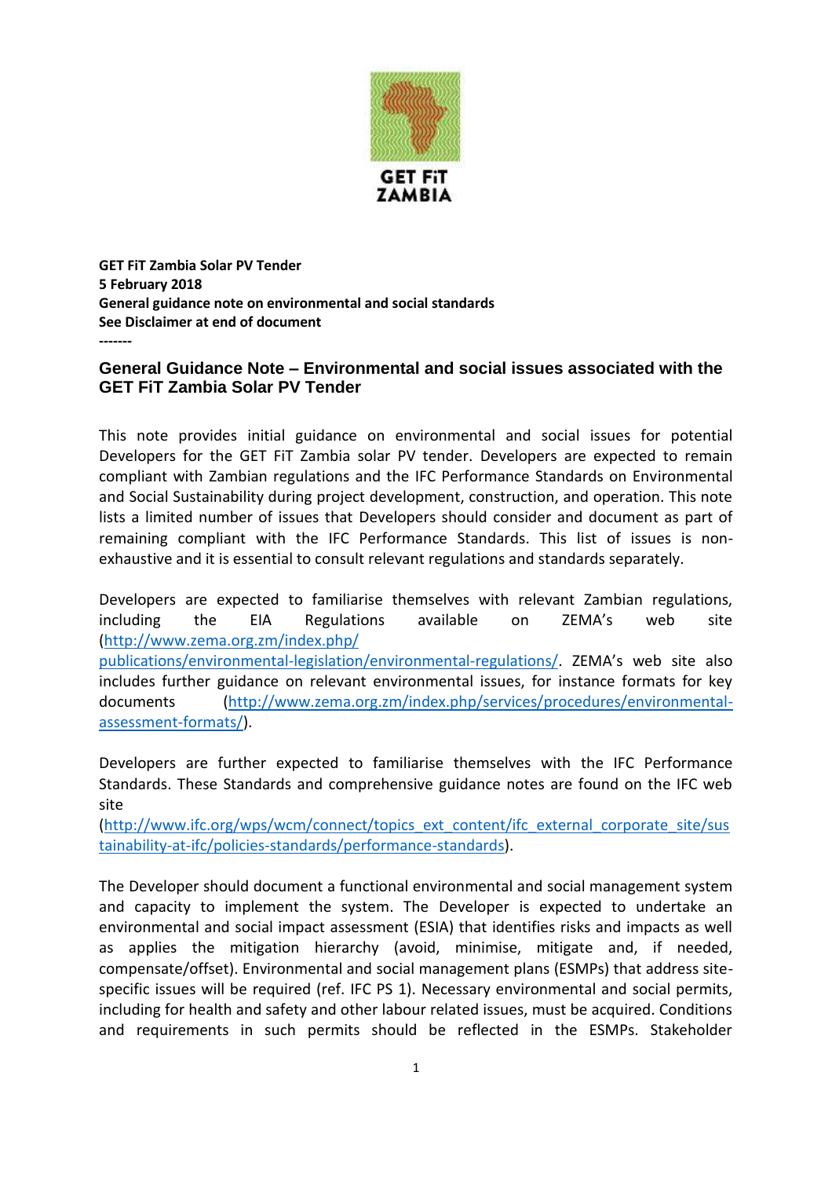GET FiT ZAMBIA

**GET FiT Zambia Solar PV Tender**
**5 February 2018**
**General guidance note on environmental and social standards**
**See Disclaimer at end of document**
**-------**

## General Guidance Note – Environmental and social issues associated with the GET FiT Zambia Solar PV Tender

This note provides initial guidance on environmental and social issues for potential Developers for the GET FiT Zambia solar PV tender. Developers are expected to remain compliant with Zambian regulations and the IFC Performance Standards on Environmental and Social Sustainability during project development, construction, and operation. This note lists a limited number of issues that Developers should consider and document as part of remaining compliant with the IFC Performance Standards. This list of issues is non-exhaustive and it is essential to consult relevant regulations and standards separately.

Developers are expected to familiarise themselves with relevant Zambian regulations, including the EIA Regulations available on ZEMA's web site (http://www.zema.org.zm/index.php/publications/environmental-legislation/environmental-regulations/). ZEMA's web site also includes further guidance on relevant environmental issues, for instance formats for key documents (http://www.zema.org.zm/index.php/services/procedures/environmental-assessment-formats/).

Developers are further expected to familiarise themselves with the IFC Performance Standards. These Standards and comprehensive guidance notes are found on the IFC web site (http://www.ifc.org/wps/wcm/connect/topics_ext_content/ifc_external_corporate_site/sustainability-at-ifc/policies-standards/performance-standards).

The Developer should document a functional environmental and social management system and capacity to implement the system. The Developer is expected to undertake an environmental and social impact assessment (ESIA) that identifies risks and impacts as well as applies the mitigation hierarchy (avoid, minimise, mitigate and, if needed, compensate/offset). Environmental and social management plans (ESMPs) that address site-specific issues will be required (ref. IFC PS 1). Necessary environmental and social permits, including for health and safety and other labour related issues, must be acquired. Conditions and requirements in such permits should be reflected in the ESMPs. Stakeholder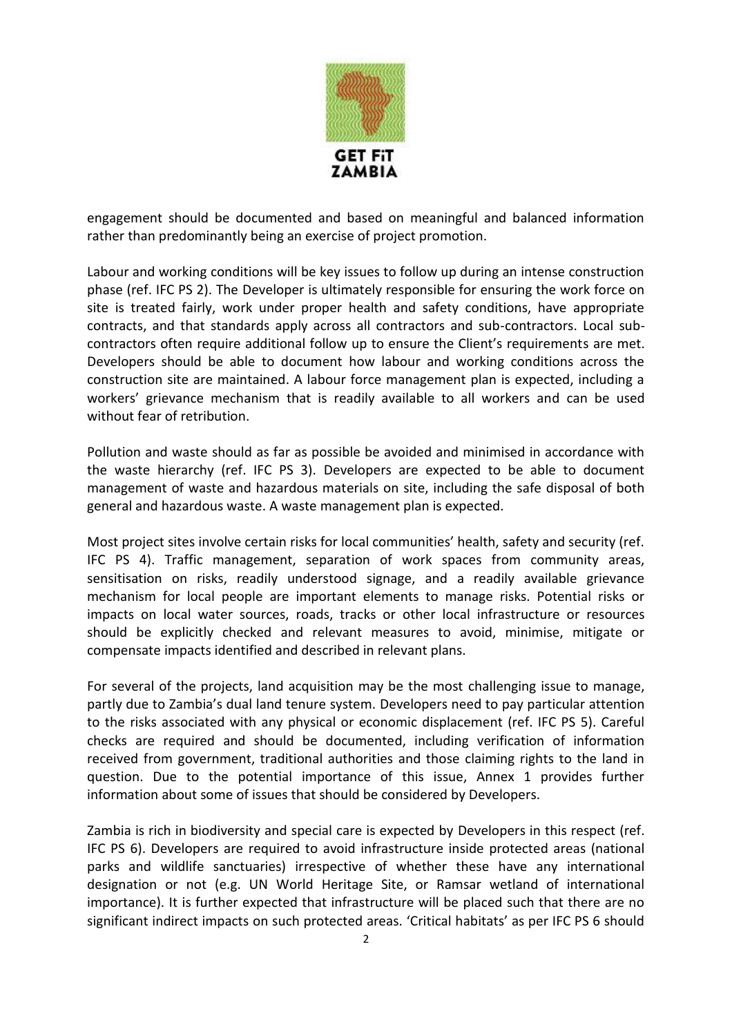engagement should be documented and based on meaningful and balanced information rather than predominantly being an exercise of project promotion.

Labour and working conditions will be key issues to follow up during an intense construction phase (ref. IFC PS 2). The Developer is ultimately responsible for ensuring the work force on site is treated fairly, work under proper health and safety conditions, have appropriate contracts, and that standards apply across all contractors and sub-contractors. Local sub-contractors often require additional follow up to ensure the Client's requirements are met. Developers should be able to document how labour and working conditions across the construction site are maintained. A labour force management plan is expected, including a workers' grievance mechanism that is readily available to all workers and can be used without fear of retribution.

Pollution and waste should as far as possible be avoided and minimised in accordance with the waste hierarchy (ref. IFC PS 3). Developers are expected to be able to document management of waste and hazardous materials on site, including the safe disposal of both general and hazardous waste. A waste management plan is expected.

Most project sites involve certain risks for local communities' health, safety and security (ref. IFC PS 4). Traffic management, separation of work spaces from community areas, sensitisation on risks, readily understood signage, and a readily available grievance mechanism for local people are important elements to manage risks. Potential risks or impacts on local water sources, roads, tracks or other local infrastructure or resources should be explicitly checked and relevant measures to avoid, minimise, mitigate or compensate impacts identified and described in relevant plans.

For several of the projects, land acquisition may be the most challenging issue to manage, partly due to Zambia's dual land tenure system. Developers need to pay particular attention to the risks associated with any physical or economic displacement (ref. IFC PS 5). Careful checks are required and should be documented, including verification of information received from government, traditional authorities and those claiming rights to the land in question. Due to the potential importance of this issue, Annex 1 provides further information about some of issues that should be considered by Developers.

Zambia is rich in biodiversity and special care is expected by Developers in this respect (ref. IFC PS 6). Developers are required to avoid infrastructure inside protected areas (national parks and wildlife sanctuaries) irrespective of whether these have any international designation or not (e.g. UN World Heritage Site, or Ramsar wetland of international importance). It is further expected that infrastructure will be placed such that there are no significant indirect impacts on such protected areas. 'Critical habitats' as per IFC PS 6 should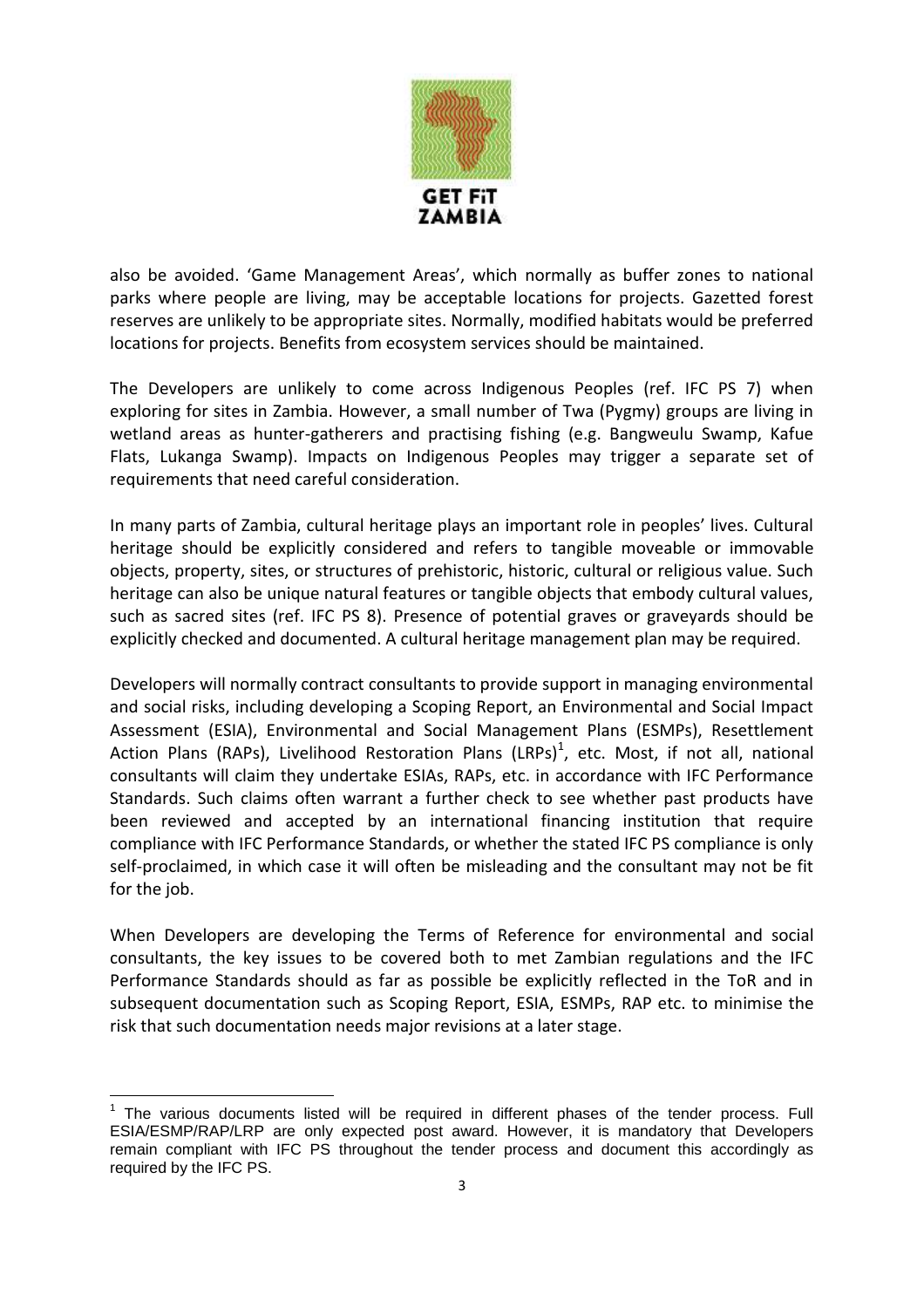also be avoided. 'Game Management Areas', which normally as buffer zones to national parks where people are living, may be acceptable locations for projects. Gazetted forest reserves are unlikely to be appropriate sites. Normally, modified habitats would be preferred locations for projects. Benefits from ecosystem services should be maintained.

The Developers are unlikely to come across Indigenous Peoples (ref. IFC PS 7) when exploring for sites in Zambia. However, a small number of Twa (Pygmy) groups are living in wetland areas as hunter-gatherers and practising fishing (e.g. Bangweulu Swamp, Kafue Flats, Lukanga Swamp). Impacts on Indigenous Peoples may trigger a separate set of requirements that need careful consideration.

In many parts of Zambia, cultural heritage plays an important role in peoples' lives. Cultural heritage should be explicitly considered and refers to tangible moveable or immovable objects, property, sites, or structures of prehistoric, historic, cultural or religious value. Such heritage can also be unique natural features or tangible objects that embody cultural values, such as sacred sites (ref. IFC PS 8). Presence of potential graves or graveyards should be explicitly checked and documented. A cultural heritage management plan may be required.

Developers will normally contract consultants to provide support in managing environmental and social risks, including developing a Scoping Report, an Environmental and Social Impact Assessment (ESIA), Environmental and Social Management Plans (ESMPs), Resettlement Action Plans (RAPs), Livelihood Restoration Plans (LRPs)[1], etc. Most, if not all, national consultants will claim they undertake ESIAs, RAPs, etc. in accordance with IFC Performance Standards. Such claims often warrant a further check to see whether past products have been reviewed and accepted by an international financing institution that require compliance with IFC Performance Standards, or whether the stated IFC PS compliance is only self-proclaimed, in which case it will often be misleading and the consultant may not be fit for the job.

When Developers are developing the Terms of Reference for environmental and social consultants, the key issues to be covered both to met Zambian regulations and the IFC Performance Standards should as far as possible be explicitly reflected in the ToR and in subsequent documentation such as Scoping Report, ESIA, ESMPs, RAP etc. to minimise the risk that such documentation needs major revisions at a later stage.

---

[1] The various documents listed will be required in different phases of the tender process. Full ESIA/ESMP/RAP/LRP are only expected post award. However, it is mandatory that Developers remain compliant with IFC PS throughout the tender process and document this accordingly as required by the IFC PS.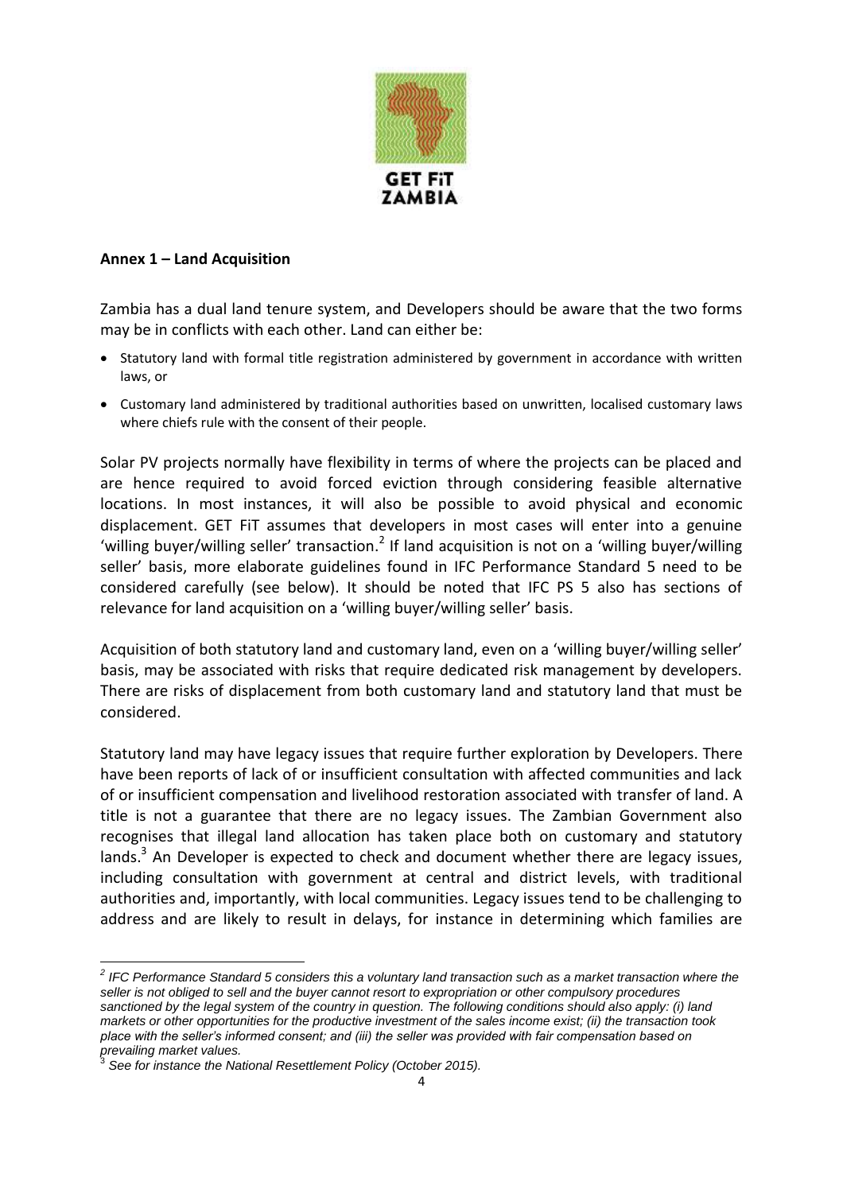**Annex 1 – Land Acquisition**

Zambia has a dual land tenure system, and Developers should be aware that the two forms may be in conflicts with each other. Land can either be:

- Statutory land with formal title registration administered by government in accordance with written laws, or
- Customary land administered by traditional authorities based on unwritten, localised customary laws where chiefs rule with the consent of their people.

Solar PV projects normally have flexibility in terms of where the projects can be placed and are hence required to avoid forced eviction through considering feasible alternative locations. In most instances, it will also be possible to avoid physical and economic displacement. GET FiT assumes that developers in most cases will enter into a genuine 'willing buyer/willing seller' transaction.[2] If land acquisition is not on a 'willing buyer/willing seller' basis, more elaborate guidelines found in IFC Performance Standard 5 need to be considered carefully (see below). It should be noted that IFC PS 5 also has sections of relevance for land acquisition on a 'willing buyer/willing seller' basis.

Acquisition of both statutory land and customary land, even on a 'willing buyer/willing seller' basis, may be associated with risks that require dedicated risk management by developers. There are risks of displacement from both customary land and statutory land that must be considered.

Statutory land may have legacy issues that require further exploration by Developers. There have been reports of lack of or insufficient consultation with affected communities and lack of or insufficient compensation and livelihood restoration associated with transfer of land. A title is not a guarantee that there are no legacy issues. The Zambian Government also recognises that illegal land allocation has taken place both on customary and statutory lands.[3] An Developer is expected to check and document whether there are legacy issues, including consultation with government at central and district levels, with traditional authorities and, importantly, with local communities. Legacy issues tend to be challenging to address and are likely to result in delays, for instance in determining which families are

---

*[2] IFC Performance Standard 5 considers this a voluntary land transaction such as a market transaction where the seller is not obliged to sell and the buyer cannot resort to expropriation or other compulsory procedures sanctioned by the legal system of the country in question. The following conditions should also apply: (i) land markets or other opportunities for the productive investment of the sales income exist; (ii) the transaction took place with the seller's informed consent; and (iii) the seller was provided with fair compensation based on prevailing market values.*

*[3] See for instance the National Resettlement Policy (October 2015).*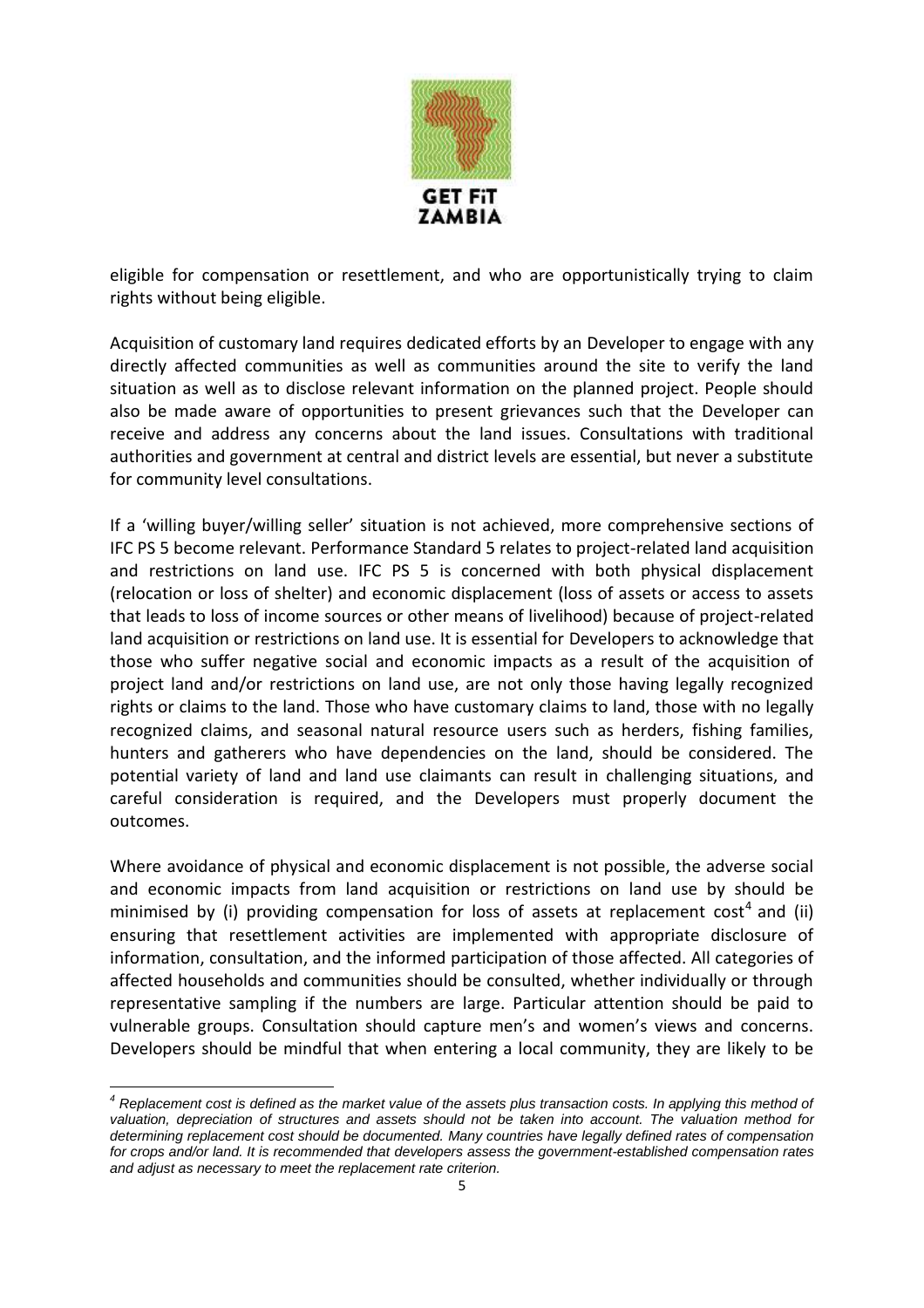eligible for compensation or resettlement, and who are opportunistically trying to claim rights without being eligible.

Acquisition of customary land requires dedicated efforts by an Developer to engage with any directly affected communities as well as communities around the site to verify the land situation as well as to disclose relevant information on the planned project. People should also be made aware of opportunities to present grievances such that the Developer can receive and address any concerns about the land issues. Consultations with traditional authorities and government at central and district levels are essential, but never a substitute for community level consultations.

If a 'willing buyer/willing seller' situation is not achieved, more comprehensive sections of IFC PS 5 become relevant. Performance Standard 5 relates to project-related land acquisition and restrictions on land use. IFC PS 5 is concerned with both physical displacement (relocation or loss of shelter) and economic displacement (loss of assets or access to assets that leads to loss of income sources or other means of livelihood) because of project-related land acquisition or restrictions on land use. It is essential for Developers to acknowledge that those who suffer negative social and economic impacts as a result of the acquisition of project land and/or restrictions on land use, are not only those having legally recognized rights or claims to the land. Those who have customary claims to land, those with no legally recognized claims, and seasonal natural resource users such as herders, fishing families, hunters and gatherers who have dependencies on the land, should be considered. The potential variety of land and land use claimants can result in challenging situations, and careful consideration is required, and the Developers must properly document the outcomes.

Where avoidance of physical and economic displacement is not possible, the adverse social and economic impacts from land acquisition or restrictions on land use by should be minimised by (i) providing compensation for loss of assets at replacement cost[4] and (ii) ensuring that resettlement activities are implemented with appropriate disclosure of information, consultation, and the informed participation of those affected. All categories of affected households and communities should be consulted, whether individually or through representative sampling if the numbers are large. Particular attention should be paid to vulnerable groups. Consultation should capture men's and women's views and concerns. Developers should be mindful that when entering a local community, they are likely to be

---

[4] *Replacement cost is defined as the market value of the assets plus transaction costs. In applying this method of valuation, depreciation of structures and assets should not be taken into account. The valuation method for determining replacement cost should be documented. Many countries have legally defined rates of compensation for crops and/or land. It is recommended that developers assess the government-established compensation rates and adjust as necessary to meet the replacement rate criterion.*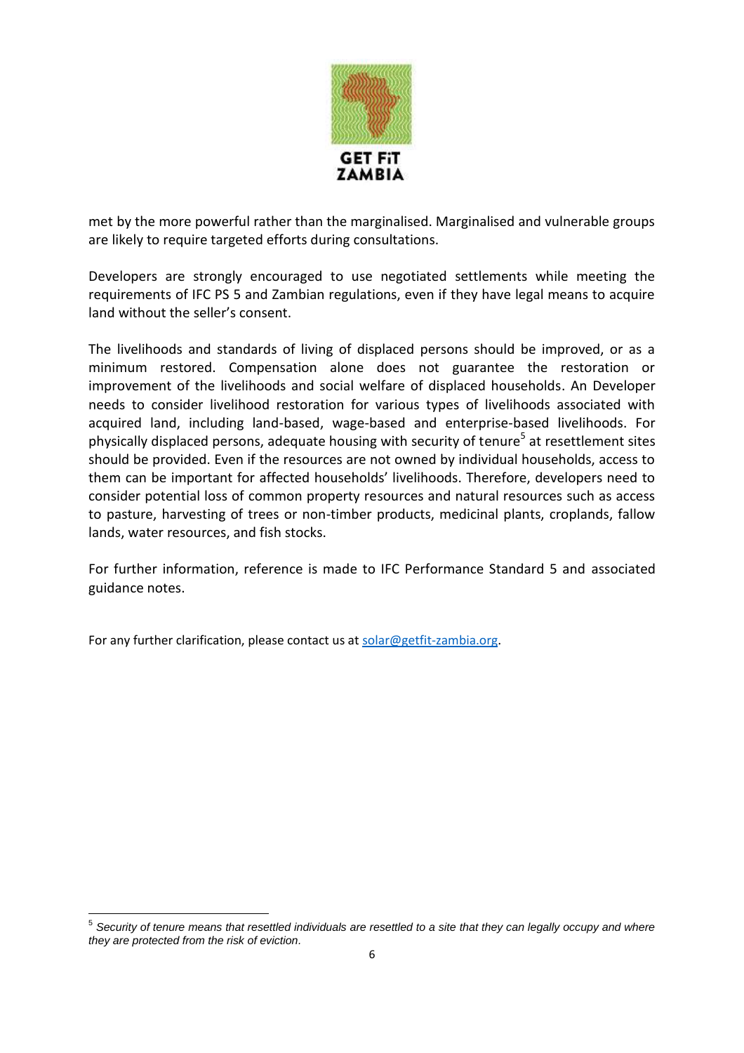met by the more powerful rather than the marginalised. Marginalised and vulnerable groups are likely to require targeted efforts during consultations.

Developers are strongly encouraged to use negotiated settlements while meeting the requirements of IFC PS 5 and Zambian regulations, even if they have legal means to acquire land without the seller's consent.

The livelihoods and standards of living of displaced persons should be improved, or as a minimum restored. Compensation alone does not guarantee the restoration or improvement of the livelihoods and social welfare of displaced households. An Developer needs to consider livelihood restoration for various types of livelihoods associated with acquired land, including land-based, wage-based and enterprise-based livelihoods. For physically displaced persons, adequate housing with security of tenure[5] at resettlement sites should be provided. Even if the resources are not owned by individual households, access to them can be important for affected households' livelihoods. Therefore, developers need to consider potential loss of common property resources and natural resources such as access to pasture, harvesting of trees or non-timber products, medicinal plants, croplands, fallow lands, water resources, and fish stocks.

For further information, reference is made to IFC Performance Standard 5 and associated guidance notes.

For any further clarification, please contact us at [solar@getfit-zambia.org](mailto:solar@getfit-zambia.org).

---

[5] *Security of tenure means that resettled individuals are resettled to a site that they can legally occupy and where they are protected from the risk of eviction.*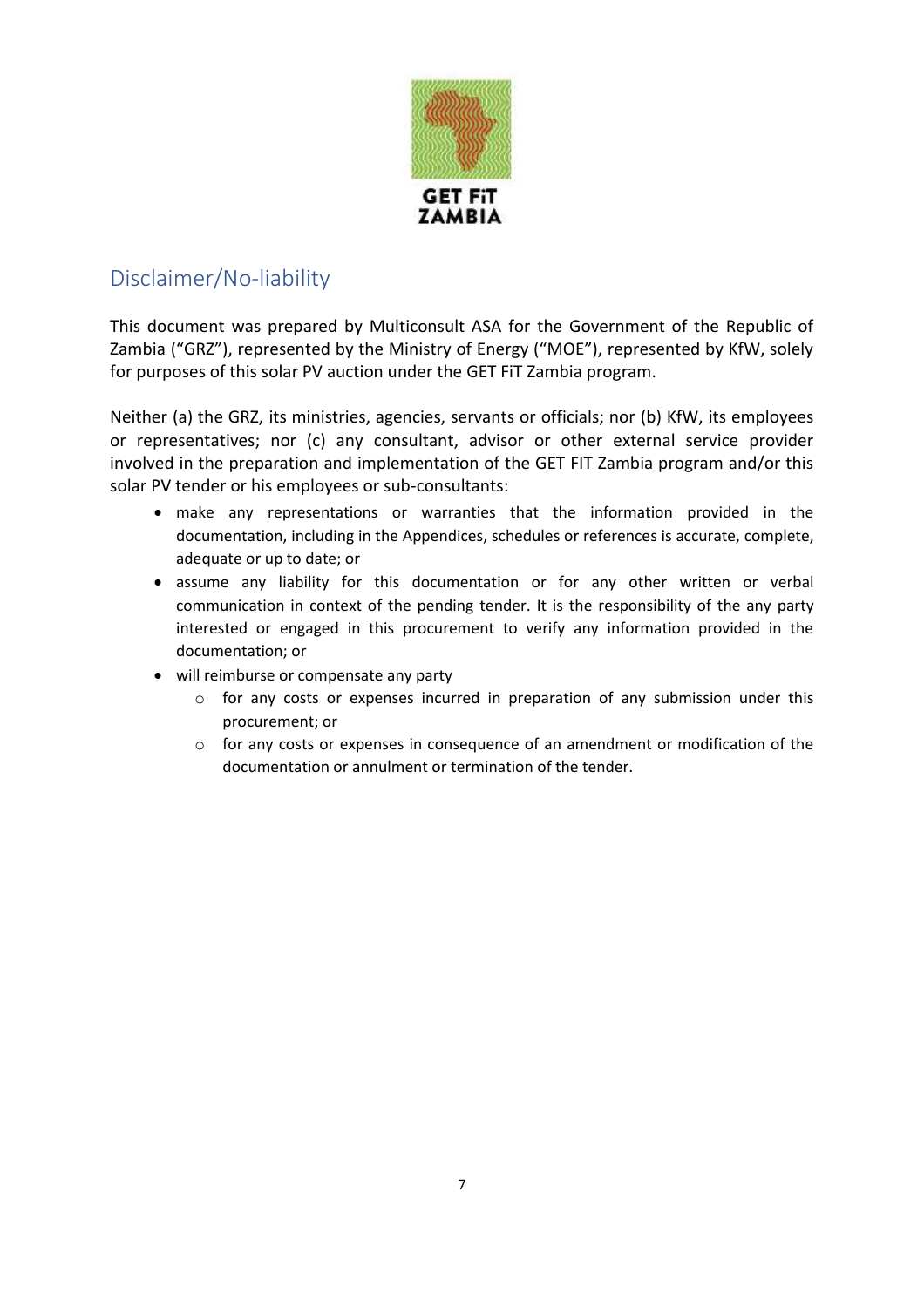GET FiT
ZAMBIA

## Disclaimer/No-liability

This document was prepared by Multiconsult ASA for the Government of the Republic of Zambia ("GRZ"), represented by the Ministry of Energy ("MOE"), represented by KfW, solely for purposes of this solar PV auction under the GET FiT Zambia program.

Neither (a) the GRZ, its ministries, agencies, servants or officials; nor (b) KfW, its employees or representatives; nor (c) any consultant, advisor or other external service provider involved in the preparation and implementation of the GET FIT Zambia program and/or this solar PV tender or his employees or sub-consultants:

- make any representations or warranties that the information provided in the documentation, including in the Appendices, schedules or references is accurate, complete, adequate or up to date; or
- assume any liability for this documentation or for any other written or verbal communication in context of the pending tender. It is the responsibility of the any party interested or engaged in this procurement to verify any information provided in the documentation; or
- will reimburse or compensate any party
  - for any costs or expenses incurred in preparation of any submission under this procurement; or
  - for any costs or expenses in consequence of an amendment or modification of the documentation or annulment or termination of the tender.